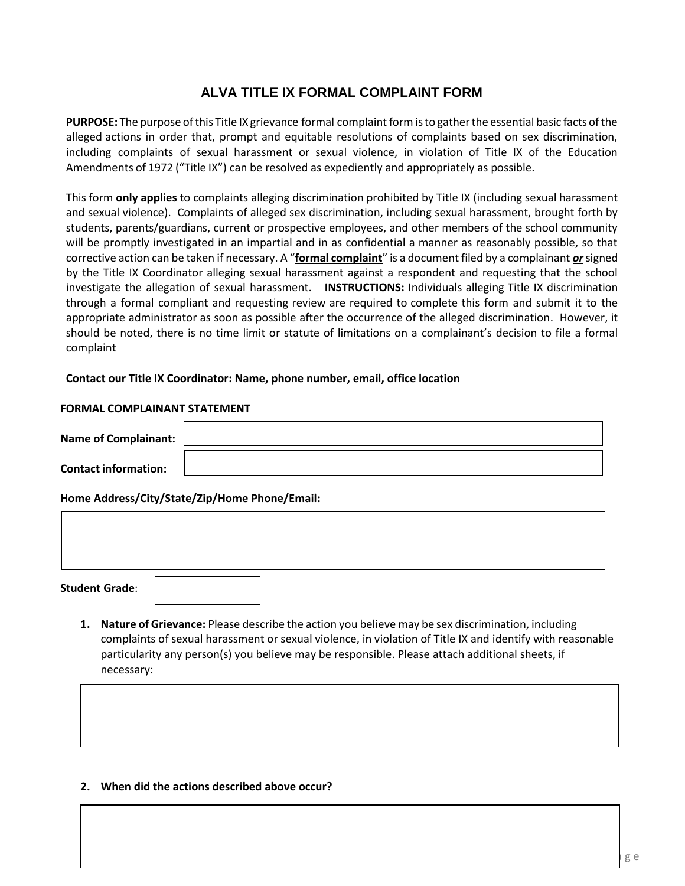# ALVA TITLE IX FORMAL COMPLAINT FORM

**PURPOSE:** The purpose of this Title IX grievance formal complaint form is to gather the essential basic facts of the alleged actions in order that, prompt and equitable resolutions of complaints based on sex discrimination, including complaints of sexual harassment or sexual violence, in violation of Title IX of the Education Amendments of 1972 ("Title IX") can be resolved as expediently and appropriately as possible.

This form **only applies** to complaints alleging discrimination prohibited by Title IX (including sexual harassment and sexual violence). Complaints of alleged sex discrimination, including sexual harassment, brought forth by students, parents/guardians, current or prospective employees, and other members of the school community will be promptly investigated in an impartial and in as confidential a manner as reasonably possible, so that corrective action can be taken if necessary. A "**formal complaint**" is a document filed by a complainant ***or*** signed by the Title IX Coordinator alleging sexual harassment against a respondent and requesting that the school investigate the allegation of sexual harassment. **INSTRUCTIONS:** Individuals alleging Title IX discrimination through a formal compliant and requesting review are required to complete this form and submit it to the appropriate administrator as soon as possible after the occurrence of the alleged discrimination. However, it should be noted, there is no time limit or statute of limitations on a complainant's decision to file a formal complaint

**Contact our Title IX Coordinator: Name, phone number, email, office location**

**FORMAL COMPLAINANT STATEMENT**

**Name of Complainant:**

**Contact information:**

**Home Address/City/State/Zip/Home Phone/Email:**

**Student Grade**:

1. **Nature of Grievance:** Please describe the action you believe may be sex discrimination, including complaints of sexual harassment or sexual violence, in violation of Title IX and identify with reasonable particularity any person(s) you believe may be responsible. Please attach additional sheets, if necessary:

2. **When did the actions described above occur?**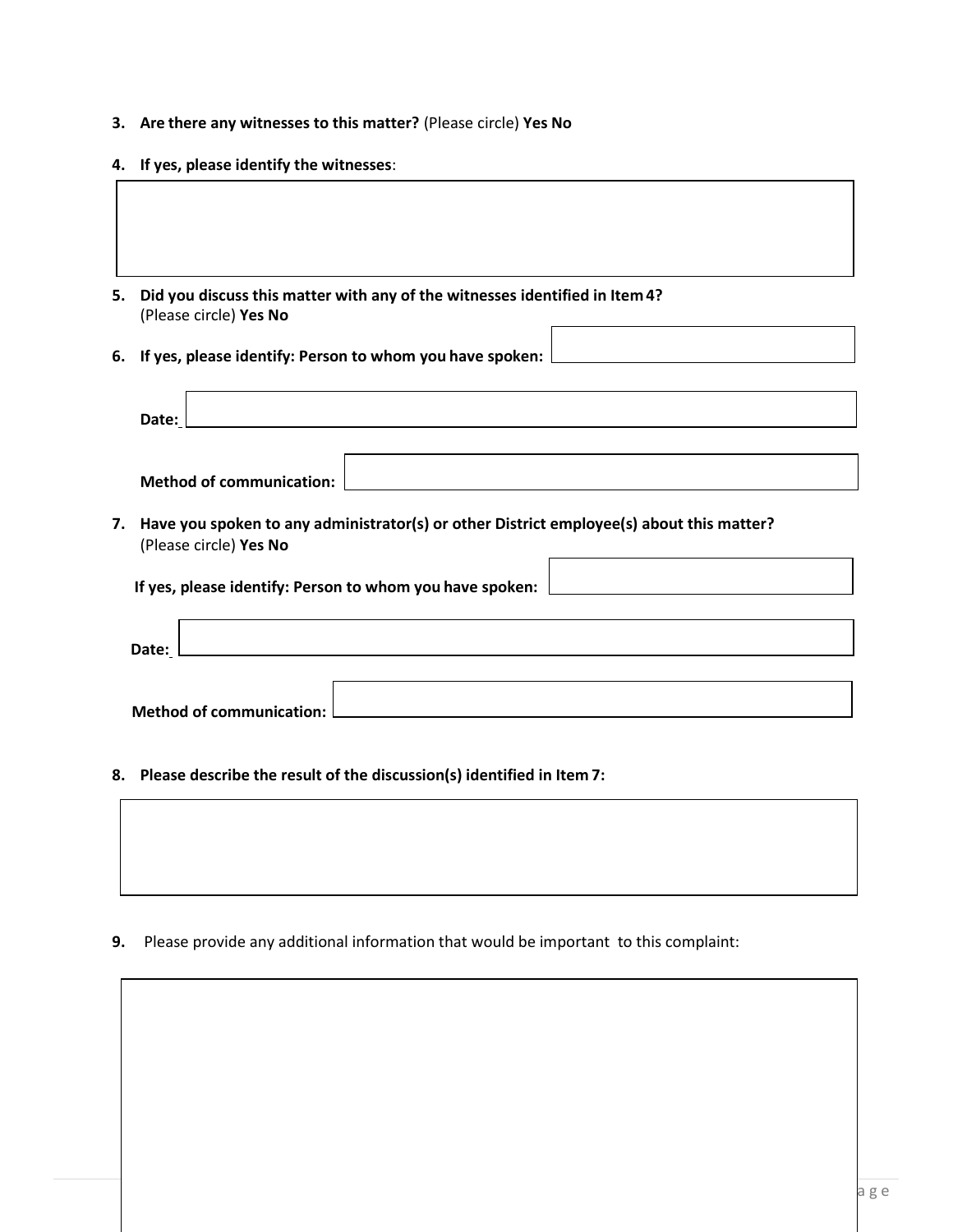3. **Are there any witnesses to this matter?** (Please circle) **Yes No**

4. **If yes, please identify the witnesses**:

5. **Did you discuss this matter with any of the witnesses identified in Item 4?** (Please circle) **Yes No**

6. **If yes, please identify: Person to whom you have spoken:**

   **Date:**

   **Method of communication:**

7. **Have you spoken to any administrator(s) or other District employee(s) about this matter?** (Please circle) **Yes No**

   **If yes, please identify: Person to whom you have spoken:**

   **Date:**

   **Method of communication:**

8. **Please describe the result of the discussion(s) identified in Item 7:**

9. Please provide any additional information that would be important to this complaint: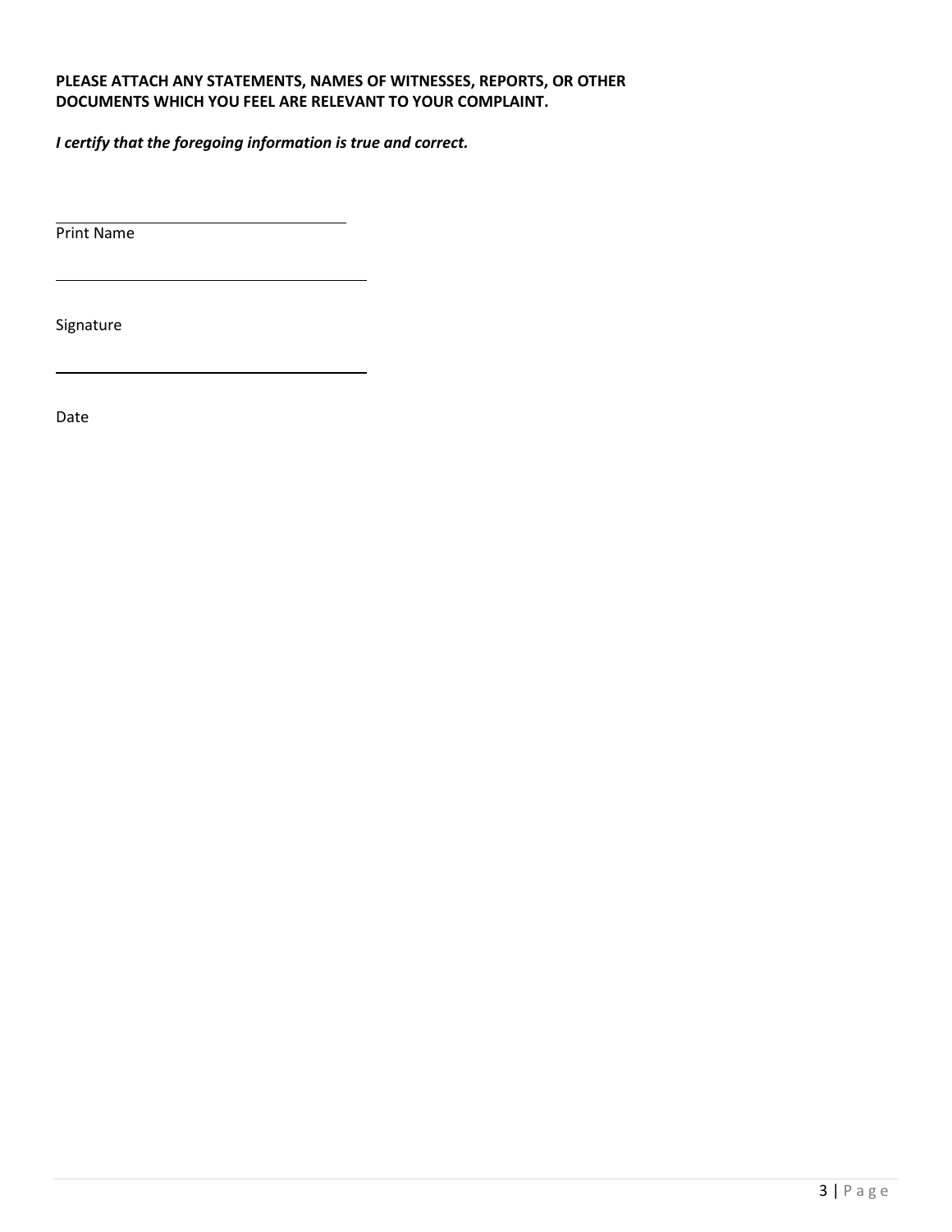**PLEASE ATTACH ANY STATEMENTS, NAMES OF WITNESSES, REPORTS, OR OTHER DOCUMENTS WHICH YOU FEEL ARE RELEVANT TO YOUR COMPLAINT.**

***I certify that the foregoing information is true and correct.***

\_\_\_\_\_\_\_\_\_\_\_\_\_\_\_\_\_\_\_\_\_\_\_\_\_\_\_\_\_\_\_\_\_\_\_\_

Print Name

\_\_\_\_\_\_\_\_\_\_\_\_\_\_\_\_\_\_\_\_\_\_\_\_\_\_\_\_\_\_\_\_\_\_\_\_

Signature

\_\_\_\_\_\_\_\_\_\_\_\_\_\_\_\_\_\_\_\_\_\_\_\_\_\_\_\_\_\_\_\_\_\_\_\_

Date